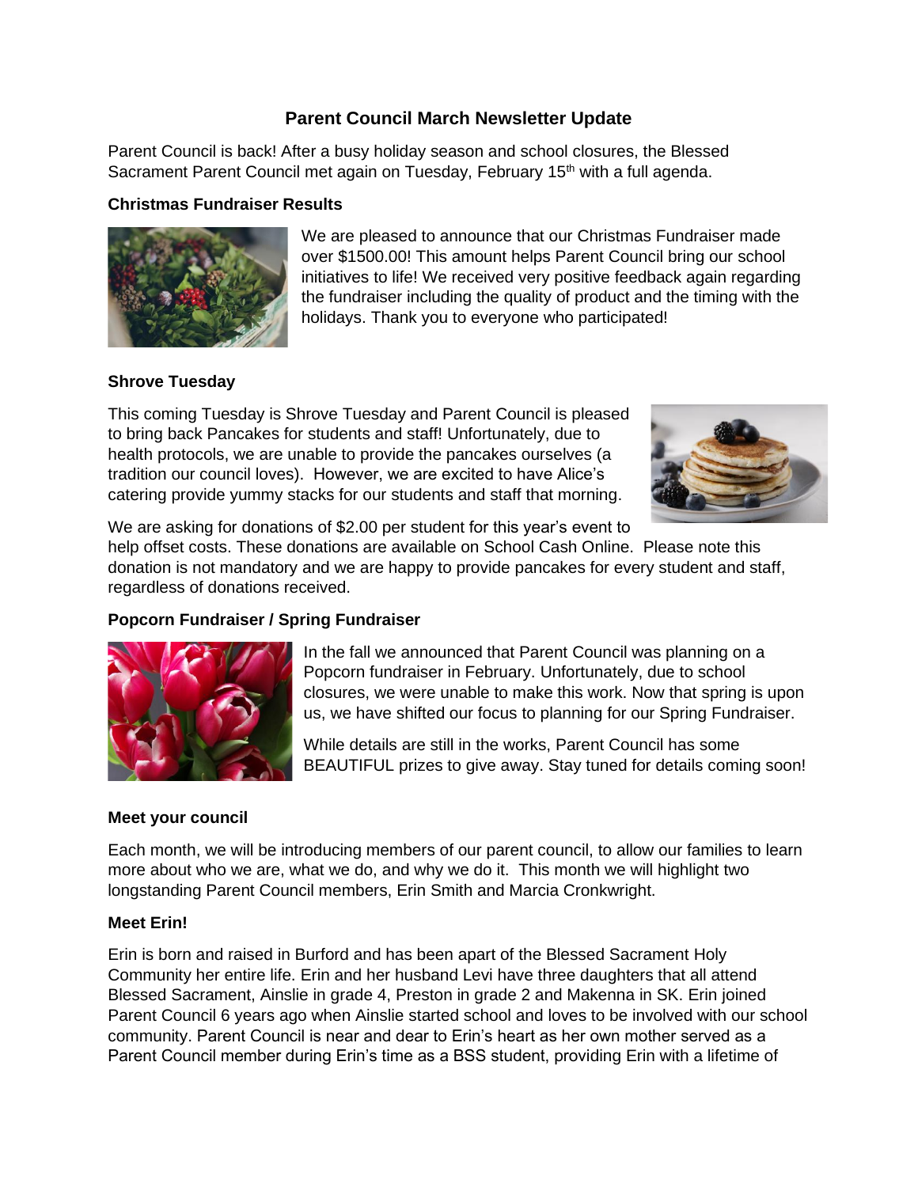# Parent Council March Newsletter Update

Parent Council is back! After a busy holiday season and school closures, the Blessed Sacrament Parent Council met again on Tuesday, February 15th with a full agenda.

**Christmas Fundraiser Results**

We are pleased to announce that our Christmas Fundraiser made over $1500.00! This amount helps Parent Council bring our school initiatives to life! We received very positive feedback again regarding the fundraiser including the quality of product and the timing with the holidays. Thank you to everyone who participated!

**Shrove Tuesday**

This coming Tuesday is Shrove Tuesday and Parent Council is pleased to bring back Pancakes for students and staff! Unfortunately, due to health protocols, we are unable to provide the pancakes ourselves (a tradition our council loves). However, we are excited to have Alice's catering provide yummy stacks for our students and staff that morning.

We are asking for donations of $2.00 per student for this year's event to help offset costs. These donations are available on School Cash Online. Please note this donation is not mandatory and we are happy to provide pancakes for every student and staff, regardless of donations received.

**Popcorn Fundraiser / Spring Fundraiser**

In the fall we announced that Parent Council was planning on a Popcorn fundraiser in February. Unfortunately, due to school closures, we were unable to make this work. Now that spring is upon us, we have shifted our focus to planning for our Spring Fundraiser.

While details are still in the works, Parent Council has some BEAUTIFUL prizes to give away. Stay tuned for details coming soon!

**Meet your council**

Each month, we will be introducing members of our parent council, to allow our families to learn more about who we are, what we do, and why we do it. This month we will highlight two longstanding Parent Council members, Erin Smith and Marcia Cronkwright.

**Meet Erin!**

Erin is born and raised in Burford and has been apart of the Blessed Sacrament Holy Community her entire life. Erin and her husband Levi have three daughters that all attend Blessed Sacrament, Ainslie in grade 4, Preston in grade 2 and Makenna in SK. Erin joined Parent Council 6 years ago when Ainslie started school and loves to be involved with our school community. Parent Council is near and dear to Erin's heart as her own mother served as a Parent Council member during Erin's time as a BSS student, providing Erin with a lifetime of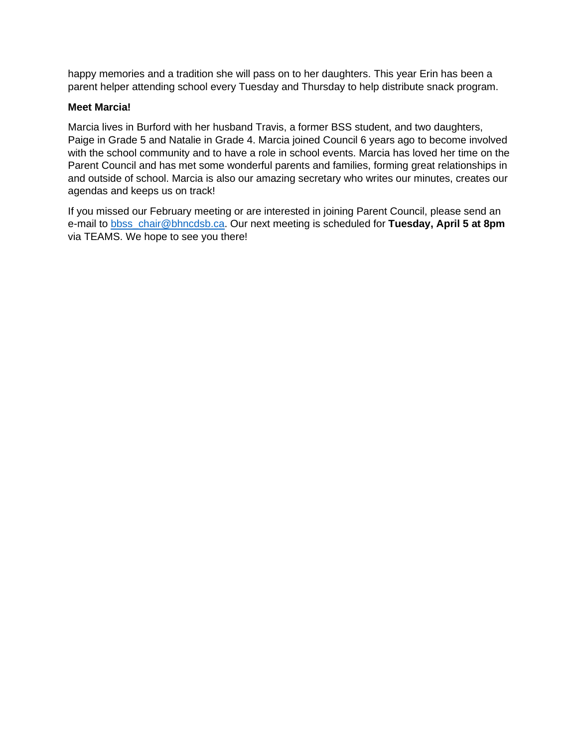happy memories and a tradition she will pass on to her daughters. This year Erin has been a parent helper attending school every Tuesday and Thursday to help distribute snack program.

**Meet Marcia!**

Marcia lives in Burford with her husband Travis, a former BSS student, and two daughters, Paige in Grade 5 and Natalie in Grade 4. Marcia joined Council 6 years ago to become involved with the school community and to have a role in school events. Marcia has loved her time on the Parent Council and has met some wonderful parents and families, forming great relationships in and outside of school. Marcia is also our amazing secretary who writes our minutes, creates our agendas and keeps us on track!

If you missed our February meeting or are interested in joining Parent Council, please send an e-mail to bbss_chair@bhncdsb.ca. Our next meeting is scheduled for **Tuesday, April 5 at 8pm** via TEAMS. We hope to see you there!